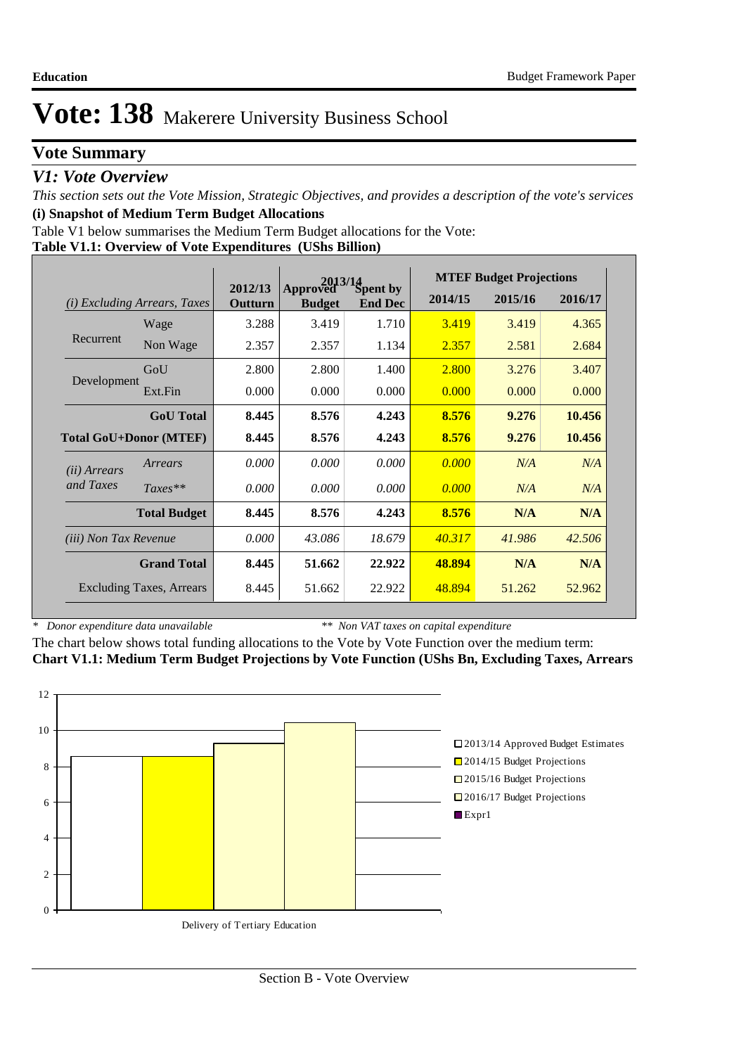# Vote: 138 Makerere University Business School

## Vote Summary

### *V1: Vote Overview*

*This section sets out the Vote Mission, Strategic Objectives, and provides a description of the vote's services*

**(i) Snapshot of Medium Term Budget Allocations**

Table V1 below summarises the Medium Term Budget allocations for the Vote:

**Table V1.1: Overview of Vote Expenditures (UShs Billion)**

| *(i) Excluding Arrears, Taxes* | | 2012/13 Outturn | 2013/14 Approved Budget | 2013/14 Spent by End Dec | MTEF Budget Projections 2014/15 | 2015/16 | 2016/17 |
|---|---|---|---|---|---|---|---|
| Recurrent | Wage | 3.288 | 3.419 | 1.710 | 3.419 | 3.419 | 4.365 |
| | Non Wage | 2.357 | 2.357 | 1.134 | 2.357 | 2.581 | 2.684 |
| Development | GoU | 2.800 | 2.800 | 1.400 | 2.800 | 3.276 | 3.407 |
| | Ext.Fin | 0.000 | 0.000 | 0.000 | 0.000 | 0.000 | 0.000 |
| | **GoU Total** | **8.445** | **8.576** | **4.243** | **8.576** | **9.276** | **10.456** |
| **Total GoU+Donor (MTEF)** | | **8.445** | **8.576** | **4.243** | **8.576** | **9.276** | **10.456** |
| *(ii) Arrears and Taxes* | *Arrears* | *0.000* | *0.000* | *0.000* | *0.000* | *N/A* | *N/A* |
| | *Taxes\*\** | *0.000* | *0.000* | *0.000* | *0.000* | *N/A* | *N/A* |
| | **Total Budget** | **8.445** | **8.576** | **4.243** | **8.576** | **N/A** | **N/A** |
| *(iii) Non Tax Revenue* | | *0.000* | *43.086* | *18.679* | *40.317* | *41.986* | *42.506* |
| | **Grand Total** | **8.445** | **51.662** | **22.922** | **48.894** | **N/A** | **N/A** |
| | Excluding Taxes, Arrears | 8.445 | 51.662 | 22.922 | 48.894 | 51.262 | 52.962 |

*\* Donor expenditure data unavailable* *\*\* Non VAT taxes on capital expenditure*

The chart below shows total funding allocations to the Vote by Vote Function over the medium term:

**Chart V1.1: Medium Term Budget Projections by Vote Function (UShs Bn, Excluding Taxes, Arrears**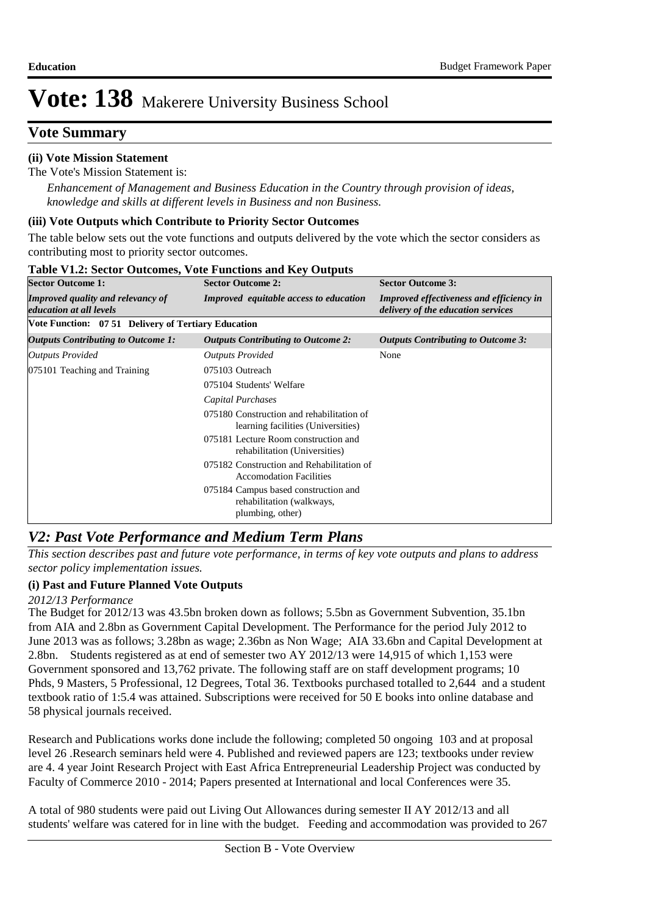# Vote: 138 Makerere University Business School

## Vote Summary

**(ii) Vote Mission Statement**

The Vote's Mission Statement is:

*Enhancement of Management and Business Education in the Country through provision of ideas, knowledge and skills at different levels in Business and non Business.*

**(iii) Vote Outputs which Contribute to Priority Sector Outcomes**

The table below sets out the vote functions and outputs delivered by the vote which the sector considers as contributing most to priority sector outcomes.

**Table V1.2: Sector Outcomes, Vote Functions and Key Outputs**

| **Sector Outcome 1:** | **Sector Outcome 2:** | **Sector Outcome 3:** |
|---|---|---|
| ***Improved quality and relevancy of education at all levels*** | ***Improved equitable access to education*** | ***Improved effectiveness and efficiency in delivery of the education services*** |
| **Vote Function: 07 51 Delivery of Tertiary Education** | | |
| ***Outputs Contributing to Outcome 1:*** | ***Outputs Contributing to Outcome 2:*** | ***Outputs Contributing to Outcome 3:*** |
| *Outputs Provided* | *Outputs Provided* | None |
| 075101 Teaching and Training | 075103 Outreach | |
| | 075104 Students' Welfare | |
| | *Capital Purchases* | |
| | 075180 Construction and rehabilitation of learning facilities (Universities) | |
| | 075181 Lecture Room construction and rehabilitation (Universities) | |
| | 075182 Construction and Rehabilitation of Accomodation Facilities | |
| | 075184 Campus based construction and rehabilitation (walkways, plumbing, other) | |

## *V2: Past Vote Performance and Medium Term Plans*

*This section describes past and future vote performance, in terms of key vote outputs and plans to address sector policy implementation issues.*

**(i) Past and Future Planned Vote Outputs**

*2012/13 Performance*

The Budget for 2012/13 was 43.5bn broken down as follows; 5.5bn as Government Subvention, 35.1bn from AIA and 2.8bn as Government Capital Development. The Performance for the period July 2012 to June 2013 was as follows; 3.28bn as wage; 2.36bn as Non Wage; AIA 33.6bn and Capital Development at 2.8bn. Students registered as at end of semester two AY 2012/13 were 14,915 of which 1,153 were Government sponsored and 13,762 private. The following staff are on staff development programs; 10 Phds, 9 Masters, 5 Professional, 12 Degrees, Total 36. Textbooks purchased totalled to 2,644 and a student textbook ratio of 1:5.4 was attained. Subscriptions were received for 50 E books into online database and 58 physical journals received.

Research and Publications works done include the following; completed 50 ongoing 103 and at proposal level 26 .Research seminars held were 4. Published and reviewed papers are 123; textbooks under review are 4. 4 year Joint Research Project with East Africa Entrepreneurial Leadership Project was conducted by Faculty of Commerce 2010 - 2014; Papers presented at International and local Conferences were 35.

A total of 980 students were paid out Living Out Allowances during semester II AY 2012/13 and all students' welfare was catered for in line with the budget. Feeding and accommodation was provided to 267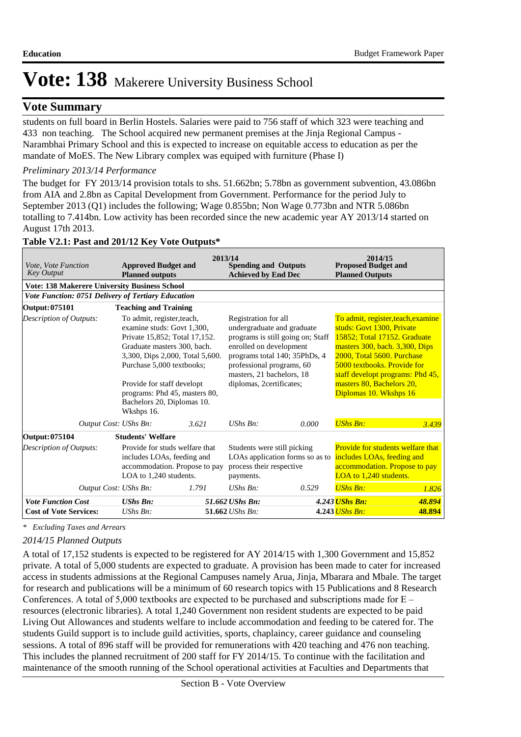# Vote: 138 Makerere University Business School

## Vote Summary

students on full board in Berlin Hostels. Salaries were paid to 756 staff of which 323 were teaching and 433 non teaching. The School acquired new permanent premises at the Jinja Regional Campus - Narambhai Primary School and this is expected to increase on equitable access to education as per the mandate of MoES. The New Library complex was equiped with furniture (Phase I)

*Preliminary 2013/14 Performance*

The budget for FY 2013/14 provision totals to shs. 51.662bn; 5.78bn as government subvention, 43.086bn from AIA and 2.8bn as Capital Development from Government. Performance for the period July to September 2013 (Q1) includes the following; Wage 0.855bn; Non Wage 0.773bn and NTR 5.086bn totalling to 7.414bn. Low activity has been recorded since the new academic year AY 2013/14 started on August 17th 2013.

**Table V2.1: Past and 201/12 Key Vote Outputs***

| *Vote, Vote Function Key Output* | **2013/14** Approved Budget and Planned outputs | | **2013/14** Spending and Outputs Achieved by End Dec | | **2014/15** Proposed Budget and Planned Outputs | |
|---|---|---|---|---|---|---|
| **Vote: 138 Makerere University Business School** | | | | | | |
| ***Vote Function: 0751 Delivery of Tertiary Education*** | | | | | | |
| **Output: 075101** | **Teaching and Training** | | | | | |
| *Description of Outputs:* | To admit, register,teach, examine studs: Govt 1,300, Private 15,852; Total 17,152. Graduate masters 300, bach. 3,300, Dips 2,000, Total 5,600. Purchase 5,000 textbooks;<br><br>Provide for staff develop programs: Phd 45, masters 80, Bachelors 20, Diplomas 10. Wkshps 16. | | Registration for all undergraduate and graduate programs is still going on; Staff enrolled on development programs total 140; 35PhDs, 4 professional programs, 60 masters, 21 bachelors, 18 diplomas, 2certificates; | | To admit, register,teach,examine studs: Govt 1300, Private 15852; Total 17152. Graduate masters 300, bach. 3,300, Dips 2000, Total 5600. Purchase 5000 textbooks. Provide for staff develop programs: Phd 45, masters 80, Bachelors 20, Diplomas 10. Wkshps 16 | |
| *Output Cost:* | *UShs Bn:* | *3.621* | *UShs Bn:* | *0.000* | *UShs Bn:* | *3.439* |
| **Output: 075104** | **Students' Welfare** | | | | | |
| *Description of Outputs:* | Provide for studs welfare that includes LOAs, feeding and accommodation. Propose to pay LOA to 1,240 students. | | Students were still picking LOAs application forms so as to process their respective payments. | | Provide for students welfare that includes LOAs, feeding and accommodation. Propose to pay LOA to 1,240 students. | |
| *Output Cost:* | *UShs Bn:* | *1.791* | *UShs Bn:* | *0.529* | *UShs Bn:* | *1.826* |
| ***Vote Function Cost*** | ***UShs Bn:*** | ***51.662*** | ***UShs Bn:*** | ***4.243*** | ***UShs Bn:*** | ***48.894*** |
| **Cost of Vote Services:** | *UShs Bn:* | **51.662** | *UShs Bn:* | **4.243** | *UShs Bn:* | **48.894** |

\* *Excluding Taxes and Arrears*

*2014/15 Planned Outputs*

A total of 17,152 students is expected to be registered for AY 2014/15 with 1,300 Government and 15,852 private. A total of 5,000 students are expected to graduate. A provision has been made to cater for increased access in students admissions at the Regional Campuses namely Arua, Jinja, Mbarara and Mbale. The target for research and publications will be a minimum of 60 research topics with 15 Publications and 8 Research Conferences. A total of 5,000 textbooks are expected to be purchased and subscriptions made for E – resources (electronic libraries). A total 1,240 Government non resident students are expected to be paid Living Out Allowances and students welfare to include accommodation and feeding to be catered for. The students Guild support is to include guild activities, sports, chaplaincy, career guidance and counseling sessions. A total of 896 staff will be provided for remunerations with 420 teaching and 476 non teaching. This includes the planned recruitment of 200 staff for FY 2014/15. To continue with the facilitation and maintenance of the smooth running of the School operational activities at Faculties and Departments that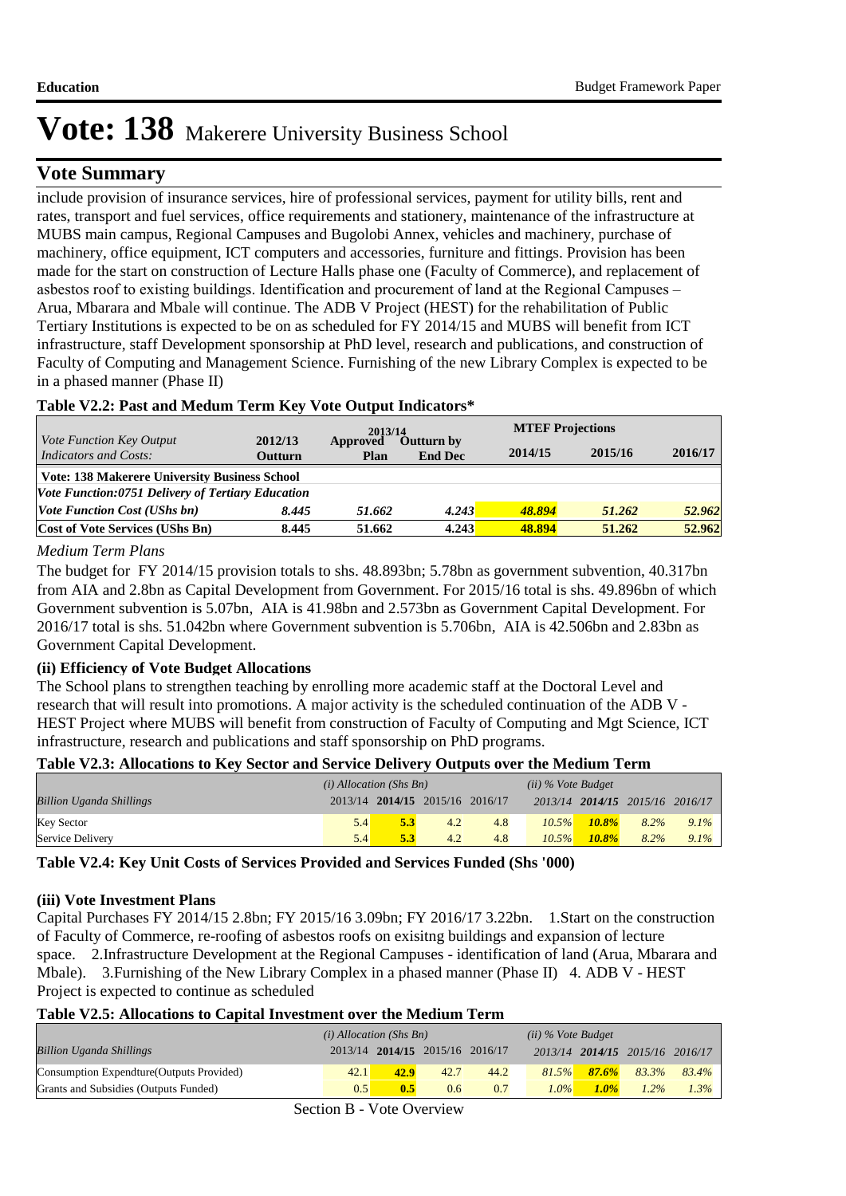# Vote: 138 Makerere University Business School

## Vote Summary

include provision of insurance services, hire of professional services, payment for utility bills, rent and rates, transport and fuel services, office requirements and stationery, maintenance of the infrastructure at MUBS main campus, Regional Campuses and Bugolobi Annex, vehicles and machinery, purchase of machinery, office equipment, ICT computers and accessories, furniture and fittings. Provision has been made for the start on construction of Lecture Halls phase one (Faculty of Commerce), and replacement of asbestos roof to existing buildings. Identification and procurement of land at the Regional Campuses – Arua, Mbarara and Mbale will continue. The ADB V Project (HEST) for the rehabilitation of Public Tertiary Institutions is expected to be on as scheduled for FY 2014/15 and MUBS will benefit from ICT infrastructure, staff Development sponsorship at PhD level, research and publications, and construction of Faculty of Computing and Management Science. Furnishing of the new Library Complex is expected to be in a phased manner (Phase II)

**Table V2.2: Past and Medum Term Key Vote Output Indicators***

| *Vote Function Key Output Indicators and Costs:* | 2012/13 Outturn | 2013/14 Approved Plan | 2013/14 Outturn by End Dec | MTEF Projections 2014/15 | 2015/16 | 2016/17 |
|---|---|---|---|---|---|---|
| **Vote: 138 Makerere University Business School** | | | | | | |
| ***Vote Function:0751 Delivery of Tertiary Education*** | | | | | | |
| ***Vote Function Cost (UShs bn)*** | *8.445* | *51.662* | *4.243* | *48.894* | *51.262* | *52.962* |
| **Cost of Vote Services (UShs Bn)** | **8.445** | **51.662** | **4.243** | **48.894** | **51.262** | **52.962** |

*Medium Term Plans*

The budget for FY 2014/15 provision totals to shs. 48.893bn; 5.78bn as government subvention, 40.317bn from AIA and 2.8bn as Capital Development from Government. For 2015/16 total is shs. 49.896bn of which Government subvention is 5.07bn, AIA is 41.98bn and 2.573bn as Government Capital Development. For 2016/17 total is shs. 51.042bn where Government subvention is 5.706bn, AIA is 42.506bn and 2.83bn as Government Capital Development.

### (ii) Efficiency of Vote Budget Allocations

The School plans to strengthen teaching by enrolling more academic staff at the Doctoral Level and research that will result into promotions. A major activity is the scheduled continuation of the ADB V - HEST Project where MUBS will benefit from construction of Faculty of Computing and Mgt Science, ICT infrastructure, research and publications and staff sponsorship on PhD programs.

**Table V2.3: Allocations to Key Sector and Service Delivery Outputs over the Medium Term**

| *Billion Uganda Shillings* | *(i) Allocation (Shs Bn)* 2013/14 | **2014/15** | 2015/16 | 2016/17 | *(ii) % Vote Budget* 2013/14 | **2014/15** | 2015/16 | 2016/17 |
|---|---|---|---|---|---|---|---|---|
| Key Sector | 5.4 | **5.3** | 4.2 | 4.8 | *10.5%* | ***10.8%*** | *8.2%* | *9.1%* |
| Service Delivery | 5.4 | **5.3** | 4.2 | 4.8 | *10.5%* | ***10.8%*** | *8.2%* | *9.1%* |

**Table V2.4: Key Unit Costs of Services Provided and Services Funded (Shs '000)**

### (iii) Vote Investment Plans

Capital Purchases FY 2014/15 2.8bn; FY 2015/16 3.09bn; FY 2016/17 3.22bn. 1.Start on the construction of Faculty of Commerce, re-roofing of asbestos roofs on exisitng buildings and expansion of lecture space. 2.Infrastructure Development at the Regional Campuses - identification of land (Arua, Mbarara and Mbale). 3.Furnishing of the New Library Complex in a phased manner (Phase II) 4. ADB V - HEST Project is expected to continue as scheduled

**Table V2.5: Allocations to Capital Investment over the Medium Term**

| *Billion Uganda Shillings* | *(i) Allocation (Shs Bn)* 2013/14 | **2014/15** | 2015/16 | 2016/17 | *(ii) % Vote Budget* 2013/14 | **2014/15** | 2015/16 | 2016/17 |
|---|---|---|---|---|---|---|---|---|
| Consumption Expendture(Outputs Provided) | 42.1 | **42.9** | 42.7 | 44.2 | *81.5%* | ***87.6%*** | *83.3%* | *83.4%* |
| Grants and Subsidies (Outputs Funded) | 0.5 | **0.5** | 0.6 | 0.7 | *1.0%* | ***1.0%*** | *1.2%* | *1.3%* |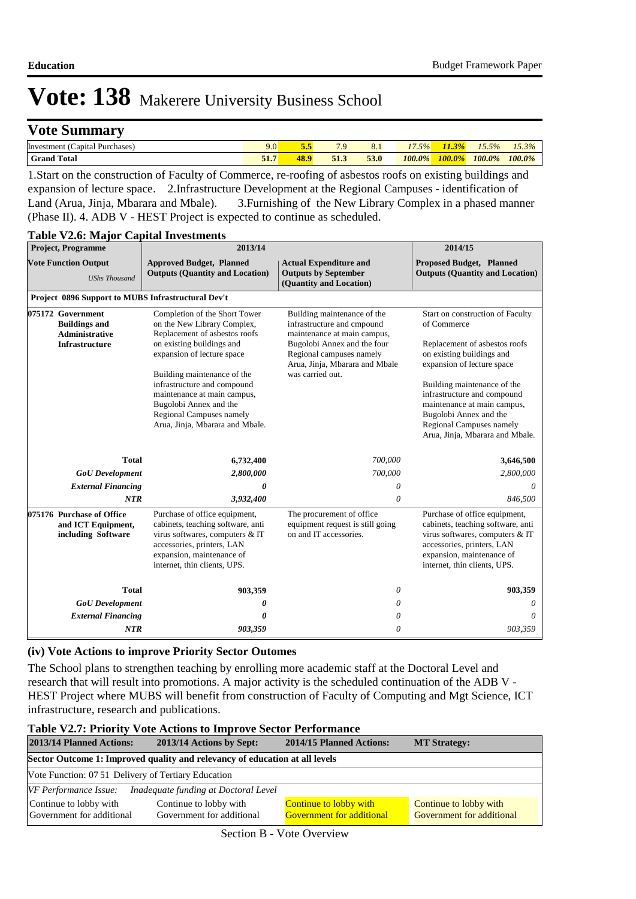# Vote: 138 Makerere University Business School

## Vote Summary

| | | | | | | | | |
|---|---|---|---|---|---|---|---|---|
| Investment (Capital Purchases) | 9.0 | 5.5 | 7.9 | 8.1 | 17.5% | 11.3% | 15.5% | 15.3% |
| **Grand Total** | **51.7** | **48.9** | **51.3** | **53.0** | ***100.0%*** | ***100.0%*** | ***100.0%*** | ***100.0%*** |

1.Start on the construction of Faculty of Commerce, re-roofing of asbestos roofs on existing buildings and expansion of lecture space. 2.Infrastructure Development at the Regional Campuses - identification of Land (Arua, Jinja, Mbarara and Mbale). 3.Furnishing of the New Library Complex in a phased manner (Phase II). 4. ADB V - HEST Project is expected to continue as scheduled.

**Table V2.6: Major Capital Investments**

| Project, Programme | 2013/14 | | 2014/15 |
|---|---|---|---|
| **Vote Function Output** *UShs Thousand* | **Approved Budget, Planned Outputs (Quantity and Location)** | **Actual Expenditure and Outputs by September (Quantity and Location)** | **Proposed Budget, Planned Outputs (Quantity and Location)** |
| **Project 0896 Support to MUBS Infrastructural Dev't** | | | |
| **075172 Government Buildings and Administrative Infrastructure** | Completion of the Short Tower on the New Library Complex, Replacement of asbestos roofs on existing buildings and expansion of lecture space<br><br>Building maintenance of the infrastructure and compound maintenance at main campus, Bugolobi Annex and the Regional Campuses namely Arua, Jinja, Mbarara and Mbale. | Building maintenance of the infrastructure and cmpound maintenance at main campus, Bugolobi Annex and the four Regional campuses namely Arua, Jinja, Mbarara and Mbale was carried out. | Start on construction of Faculty of Commerce<br><br>Replacement of asbestos roofs on existing buildings and expansion of lecture space<br><br>Building maintenance of the infrastructure and compound maintenance at main campus, Bugolobi Annex and the Regional Campuses namely Arua, Jinja, Mbarara and Mbale. |
| **Total** | **6,732,400** | *700,000* | **3,646,500** |
| ***GoU Development*** | ***2,800,000*** | *700,000* | *2,800,000* |
| ***External Financing*** | ***0*** | *0* | *0* |
| ***NTR*** | ***3,932,400*** | *0* | *846,500* |
| **075176 Purchase of Office and ICT Equipment, including Software** | Purchase of office equipment, cabinets, teaching software, anti virus softwares, computers & IT accessories, printers, LAN expansion, maintenance of internet, thin clients, UPS. | The procurement of office equipment request is still going on and IT accessories. | Purchase of office equipment, cabinets, teaching software, anti virus softwares, computers & IT accessories, printers, LAN expansion, maintenance of internet, thin clients, UPS. |
| **Total** | **903,359** | *0* | **903,359** |
| ***GoU Development*** | ***0*** | *0* | *0* |
| ***External Financing*** | ***0*** | *0* | *0* |
| ***NTR*** | ***903,359*** | *0* | *903,359* |

### (iv) Vote Actions to improve Priority Sector Outomes

The School plans to strengthen teaching by enrolling more academic staff at the Doctoral Level and research that will result into promotions. A major activity is the scheduled continuation of the ADB V - HEST Project where MUBS will benefit from construction of Faculty of Computing and Mgt Science, ICT infrastructure, research and publications.

**Table V2.7: Priority Vote Actions to Improve Sector Performance**

| 2013/14 Planned Actions: | 2013/14 Actions by Sept: | 2014/15 Planned Actions: | MT Strategy: |
|---|---|---|---|
| **Sector Outcome 1: Improved quality and relevancy of education at all levels** | | | |
| Vote Function: 07 51 Delivery of Tertiary Education | | | |
| *VF Performance Issue:* *Inadequate funding at Doctoral Level* | | | |
| Continue to lobby with Government for additional | Continue to lobby with Government for additional | Continue to lobby with Government for additional | Continue to lobby with Government for additional |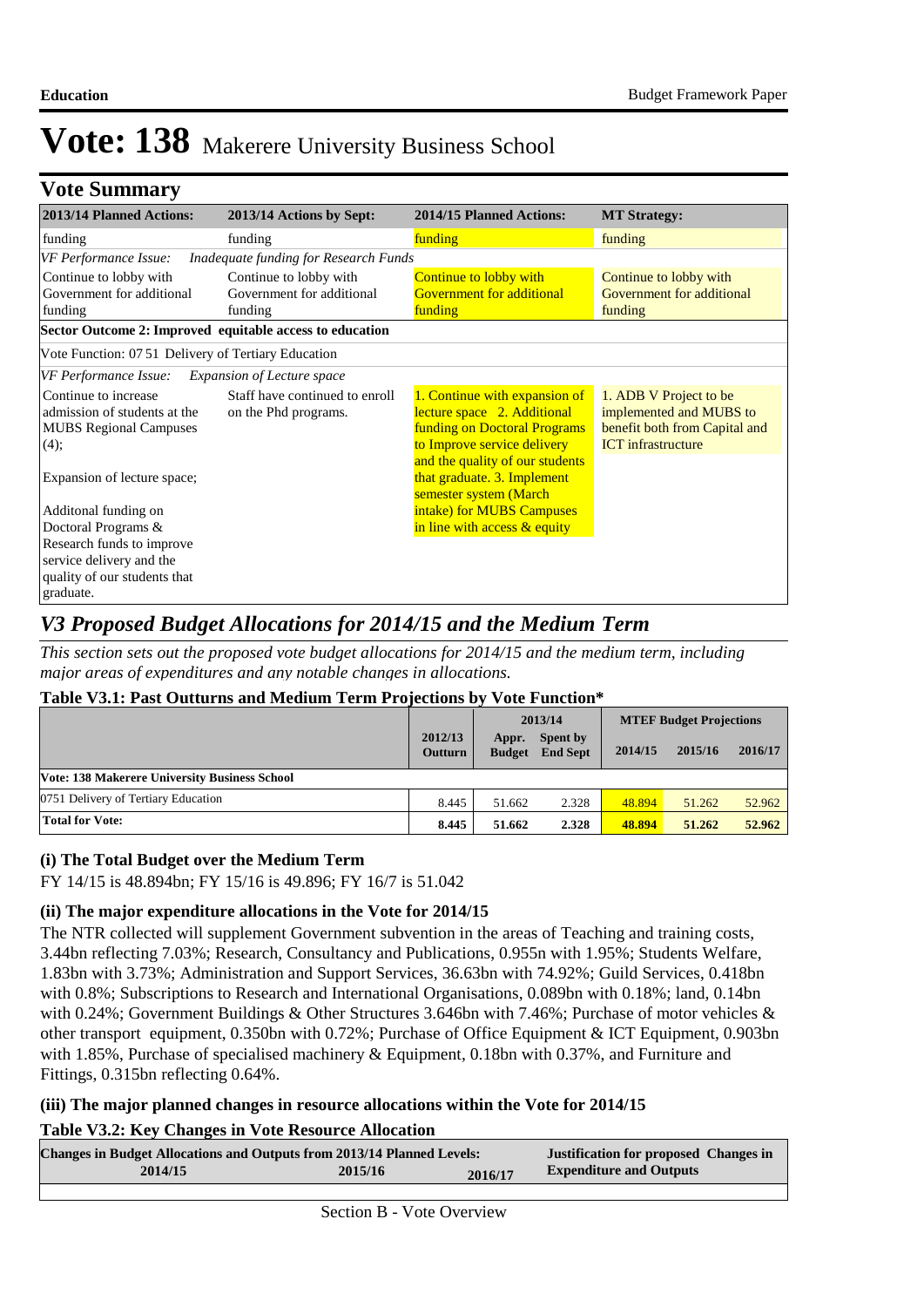# Vote: 138 Makerere University Business School

## Vote Summary

| 2013/14 Planned Actions: | 2013/14 Actions by Sept: | 2014/15 Planned Actions: | MT Strategy: |
|---|---|---|---|
| funding | funding | funding | funding |
| *VF Performance Issue:* | *Inadequate funding for Research Funds* | | |
| Continue to lobby with Government for additional funding | Continue to lobby with Government for additional funding | Continue to lobby with Government for additional funding | Continue to lobby with Government for additional funding |
| **Sector Outcome 2: Improved equitable access to education** | | | |
| Vote Function: 07 51 Delivery of Tertiary Education | | | |
| *VF Performance Issue:* | *Expansion of Lecture space* | | |
| Continue to increase admission of students at the MUBS Regional Campuses (4);<br><br>Expansion of lecture space;<br><br>Additonal funding on Doctoral Programs & Research funds to improve service delivery and the quality of our students that graduate. | Staff have continued to enroll on the Phd programs. | 1. Continue with expansion of lecture space 2. Additional funding on Doctoral Programs to Improve service delivery and the quality of our students that graduate. 3. Implement semester system (March intake) for MUBS Campuses in line with access & equity | 1. ADB V Project to be implemented and MUBS to benefit both from Capital and ICT infrastructure |

## *V3 Proposed Budget Allocations for 2014/15 and the Medium Term*

*This section sets out the proposed vote budget allocations for 2014/15 and the medium term, including major areas of expenditures and any notable changes in allocations.*

**Table V3.1: Past Outturns and Medium Term Projections by Vote Function\***

| | 2012/13 Outturn | 2013/14 Appr. Budget | 2013/14 Spent by End Sept | MTEF Budget Projections 2014/15 | 2015/16 | 2016/17 |
|---|---|---|---|---|---|---|
| **Vote: 138 Makerere University Business School** | | | | | | |
| 0751 Delivery of Tertiary Education | 8.445 | 51.662 | 2.328 | 48.894 | 51.262 | 52.962 |
| **Total for Vote:** | **8.445** | **51.662** | **2.328** | **48.894** | **51.262** | **52.962** |

### (i) The Total Budget over the Medium Term

FY 14/15 is 48.894bn; FY 15/16 is 49.896; FY 16/7 is 51.042

### (ii) The major expenditure allocations in the Vote for 2014/15

The NTR collected will supplement Government subvention in the areas of Teaching and training costs, 3.44bn reflecting 7.03%; Research, Consultancy and Publications, 0.955n with 1.95%; Students Welfare, 1.83bn with 3.73%; Administration and Support Services, 36.63bn with 74.92%; Guild Services, 0.418bn with 0.8%; Subscriptions to Research and International Organisations, 0.089bn with 0.18%; land, 0.14bn with 0.24%; Government Buildings & Other Structures 3.646bn with 7.46%; Purchase of motor vehicles & other transport equipment, 0.350bn with 0.72%; Purchase of Office Equipment & ICT Equipment, 0.903bn with 1.85%, Purchase of specialised machinery & Equipment, 0.18bn with 0.37%, and Furniture and Fittings, 0.315bn reflecting 0.64%.

### (iii) The major planned changes in resource allocations within the Vote for 2014/15

**Table V3.2: Key Changes in Vote Resource Allocation**

| Changes in Budget Allocations and Outputs from 2013/14 Planned Levels: 2014/15 | 2015/16 | 2016/17 | Justification for proposed Changes in Expenditure and Outputs |
|---|---|---|---|
| | | | |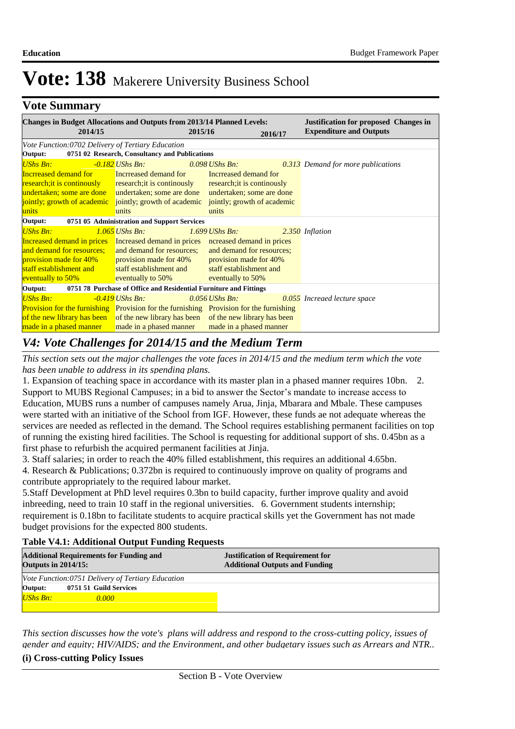# Vote: 138 Makerere University Business School

## Vote Summary

| Changes in Budget Allocations and Outputs from 2013/14 Planned Levels: 2014/15 | 2015/16 | 2016/17 | Justification for proposed Changes in Expenditure and Outputs |
|---|---|---|---|
| *Vote Function:0702 Delivery of Tertiary Education* | | | |
| **Output: 0751 02 Research, Consultancy and Publications** | | | |
| *UShs Bn: -0.182* | *UShs Bn: 0.098* | *UShs Bn: 0.313* | *Demand for more publications* |
| Incrreased demand for research;it is continously undertaken; some are done jointly; growth of academic units | Incrreased demand for research;it is continously undertaken; some are done jointly; growth of academic units | Incrreased demand for research;it is continously undertaken; some are done jointly; growth of academic units | |
| **Output: 0751 05 Administration and Support Services** | | | |
| *UShs Bn: 1.065* | *UShs Bn: 1.699* | *UShs Bn: 2.350* | *Inflation* |
| Increased demand in prices and demand for resources; provision made for 40% staff establishment and eventually to 50% | Increased demand in prices and demand for resources; provision made for 40% staff establishment and eventually to 50% | ncreased demand in prices and demand for resources; provision made for 40% staff establishment and eventually to 50% | |
| **Output: 0751 78 Purchase of Office and Residential Furniture and Fittings** | | | |
| *UShs Bn: -0.419* | *UShs Bn: 0.056* | *UShs Bn: 0.055* | *Increaed lecture space* |
| Provision for the furnishing of the new library has been made in a phased manner | Provision for the furnishing of the new library has been made in a phased manner | Provision for the furnishing of the new library has been made in a phased manner | |

## *V4: Vote Challenges for 2014/15 and the Medium Term*

*This section sets out the major challenges the vote faces in 2014/15 and the medium term which the vote has been unable to address in its spending plans.*

1. Expansion of teaching space in accordance with its master plan in a phased manner requires 10bn. 2. Support to MUBS Regional Campuses; in a bid to answer the Sector's mandate to increase access to Education, MUBS runs a number of campuses namely Arua, Jinja, Mbarara and Mbale. These campuses were started with an initiative of the School from IGF. However, these funds ae not adequate whereas the services are needed as reflected in the demand. The School requires establishing permanent facilities on top of running the existing hired facilities. The School is requesting for additional support of shs. 0.45bn as a first phase to refurbish the acquired permanent facilities at Jinja.
3. Staff salaries; in order to reach the 40% filled establishment, this requires an additional 4.65bn.
4. Research & Publications; 0.372bn is required to continuously improve on quality of programs and contribute appropriately to the required labour market.
5.Staff Development at PhD level requires 0.3bn to build capacity, further improve quality and avoid inbreeding, need to train 10 staff in the regional universities. 6. Government students internship; requirement is 0.18bn to facilitate students to acquire practical skills yet the Government has not made budget provisions for the expected 800 students.

**Table V4.1: Additional Output Funding Requests**

| Additional Requirements for Funding and Outputs in 2014/15: | Justification of Requirement for Additional Outputs and Funding |
|---|---|
| *Vote Function:0751 Delivery of Tertiary Education* | |
| **Output: 0751 51 Guild Services** | |
| *UShs Bn: 0.000* | |

*This section discusses how the vote's plans will address and respond to the cross-cutting policy, issues of gender and equity; HIV/AIDS; and the Environment, and other budgetary issues such as Arrears and NTR..*

**(i) Cross-cutting Policy Issues**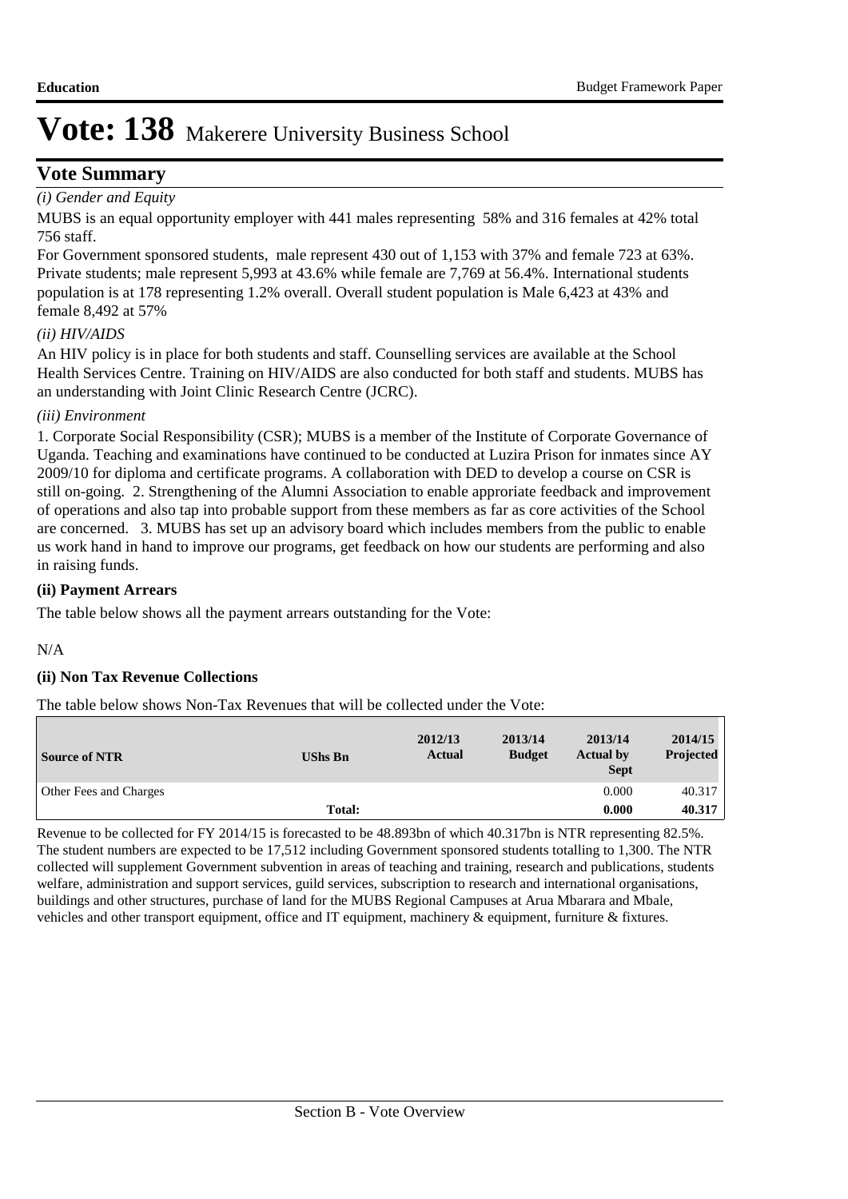# Vote: 138 Makerere University Business School

## Vote Summary

*(i) Gender and Equity*

MUBS is an equal opportunity employer with 441 males representing 58% and 316 females at 42% total 756 staff.
For Government sponsored students, male represent 430 out of 1,153 with 37% and female 723 at 63%. Private students; male represent 5,993 at 43.6% while female are 7,769 at 56.4%. International students population is at 178 representing 1.2% overall. Overall student population is Male 6,423 at 43% and female 8,492 at 57%

*(ii) HIV/AIDS*

An HIV policy is in place for both students and staff. Counselling services are available at the School Health Services Centre. Training on HIV/AIDS are also conducted for both staff and students. MUBS has an understanding with Joint Clinic Research Centre (JCRC).

*(iii) Environment*

1. Corporate Social Responsibility (CSR); MUBS is a member of the Institute of Corporate Governance of Uganda. Teaching and examinations have continued to be conducted at Luzira Prison for inmates since AY 2009/10 for diploma and certificate programs. A collaboration with DED to develop a course on CSR is still on-going. 2. Strengthening of the Alumni Association to enable approriate feedback and improvement of operations and also tap into probable support from these members as far as core activities of the School are concerned. 3. MUBS has set up an advisory board which includes members from the public to enable us work hand in hand to improve our programs, get feedback on how our students are performing and also in raising funds.

**(ii) Payment Arrears**

The table below shows all the payment arrears outstanding for the Vote:

N/A

**(ii) Non Tax Revenue Collections**

The table below shows Non-Tax Revenues that will be collected under the Vote:

| Source of NTR | UShs Bn | 2012/13 Actual | 2013/14 Budget | 2013/14 Actual by Sept | 2014/15 Projected |
|---|---|---|---|---|---|
| Other Fees and Charges | | | | 0.000 | 40.317 |
| | **Total:** | | | **0.000** | **40.317** |

Revenue to be collected for FY 2014/15 is forecasted to be 48.893bn of which 40.317bn is NTR representing 82.5%. The student numbers are expected to be 17,512 including Government sponsored students totalling to 1,300. The NTR collected will supplement Government subvention in areas of teaching and training, research and publications, students welfare, administration and support services, guild services, subscription to research and international organisations, buildings and other structures, purchase of land for the MUBS Regional Campuses at Arua Mbarara and Mbale, vehicles and other transport equipment, office and IT equipment, machinery & equipment, furniture & fixtures.